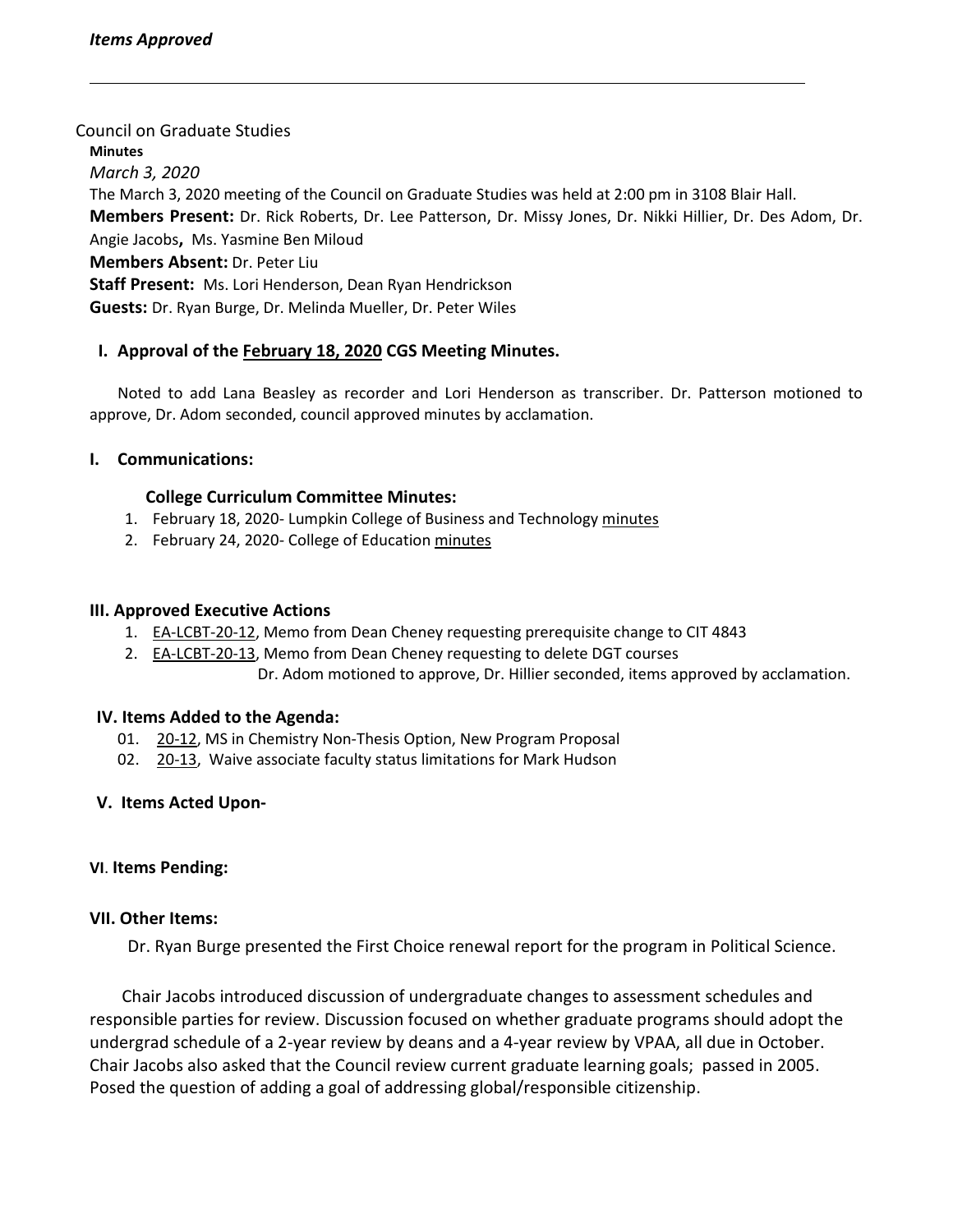***Items Approved***

---

Council on Graduate Studies

**Minutes**

*March 3, 2020*

The March 3, 2020 meeting of the Council on Graduate Studies was held at 2:00 pm in 3108 Blair Hall.

**Members Present:** Dr. Rick Roberts, Dr. Lee Patterson, Dr. Missy Jones, Dr. Nikki Hillier, Dr. Des Adom, Dr. Angie Jacobs, Ms. Yasmine Ben Miloud

**Members Absent:** Dr. Peter Liu

**Staff Present:** Ms. Lori Henderson, Dean Ryan Hendrickson

**Guests:** Dr. Ryan Burge, Dr. Melinda Mueller, Dr. Peter Wiles

## I. Approval of the February 18, 2020 CGS Meeting Minutes.

Noted to add Lana Beasley as recorder and Lori Henderson as transcriber. Dr. Patterson motioned to approve, Dr. Adom seconded, council approved minutes by acclamation.

## I. Communications:

### College Curriculum Committee Minutes:

1. February 18, 2020- Lumpkin College of Business and Technology minutes
2. February 24, 2020- College of Education minutes

## III. Approved Executive Actions

1. EA-LCBT-20-12, Memo from Dean Cheney requesting prerequisite change to CIT 4843
2. EA-LCBT-20-13, Memo from Dean Cheney requesting to delete DGT courses

Dr. Adom motioned to approve, Dr. Hillier seconded, items approved by acclamation.

## IV. Items Added to the Agenda:

01. 20-12, MS in Chemistry Non-Thesis Option, New Program Proposal
02. 20-13, Waive associate faculty status limitations for Mark Hudson

## V. Items Acted Upon-

## VI. Items Pending:

## VII. Other Items:

Dr. Ryan Burge presented the First Choice renewal report for the program in Political Science.

Chair Jacobs introduced discussion of undergraduate changes to assessment schedules and responsible parties for review. Discussion focused on whether graduate programs should adopt the undergrad schedule of a 2-year review by deans and a 4-year review by VPAA, all due in October. Chair Jacobs also asked that the Council review current graduate learning goals; passed in 2005. Posed the question of adding a goal of addressing global/responsible citizenship.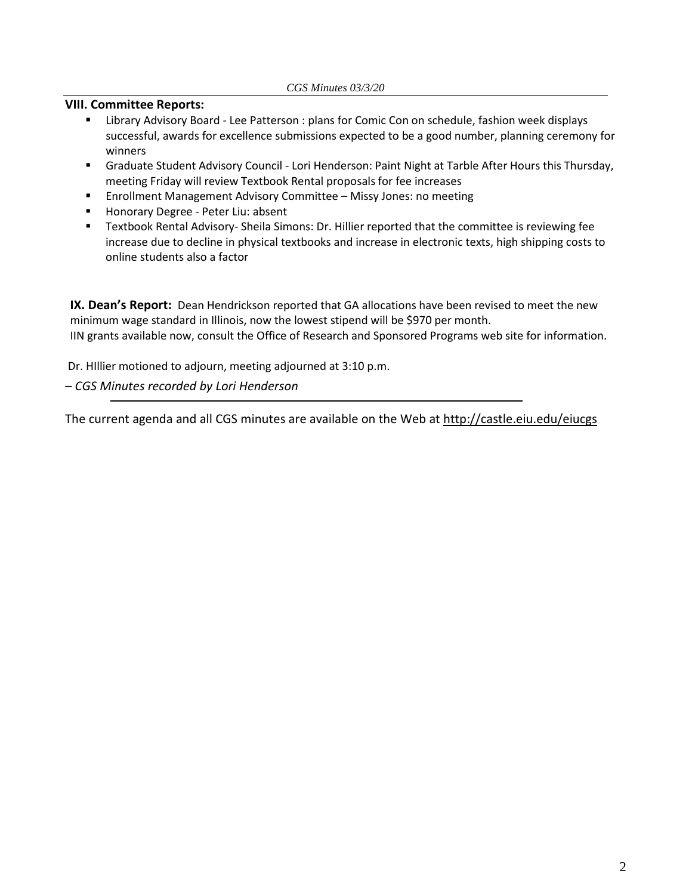## VIII. Committee Reports:

- Library Advisory Board - Lee Patterson : plans for Comic Con on schedule, fashion week displays successful, awards for excellence submissions expected to be a good number, planning ceremony for winners
- Graduate Student Advisory Council - Lori Henderson: Paint Night at Tarble After Hours this Thursday, meeting Friday will review Textbook Rental proposals for fee increases
- Enrollment Management Advisory Committee – Missy Jones: no meeting
- Honorary Degree - Peter Liu: absent
- Textbook Rental Advisory- Sheila Simons: Dr. Hillier reported that the committee is reviewing fee increase due to decline in physical textbooks and increase in electronic texts, high shipping costs to online students also a factor

**IX. Dean's Report:** Dean Hendrickson reported that GA allocations have been revised to meet the new minimum wage standard in Illinois, now the lowest stipend will be $970 per month.
IIN grants available now, consult the Office of Research and Sponsored Programs web site for information.

Dr. HIllier motioned to adjourn, meeting adjourned at 3:10 p.m.

*– CGS Minutes recorded by Lori Henderson*

---

The current agenda and all CGS minutes are available on the Web at http://castle.eiu.edu/eiucgs